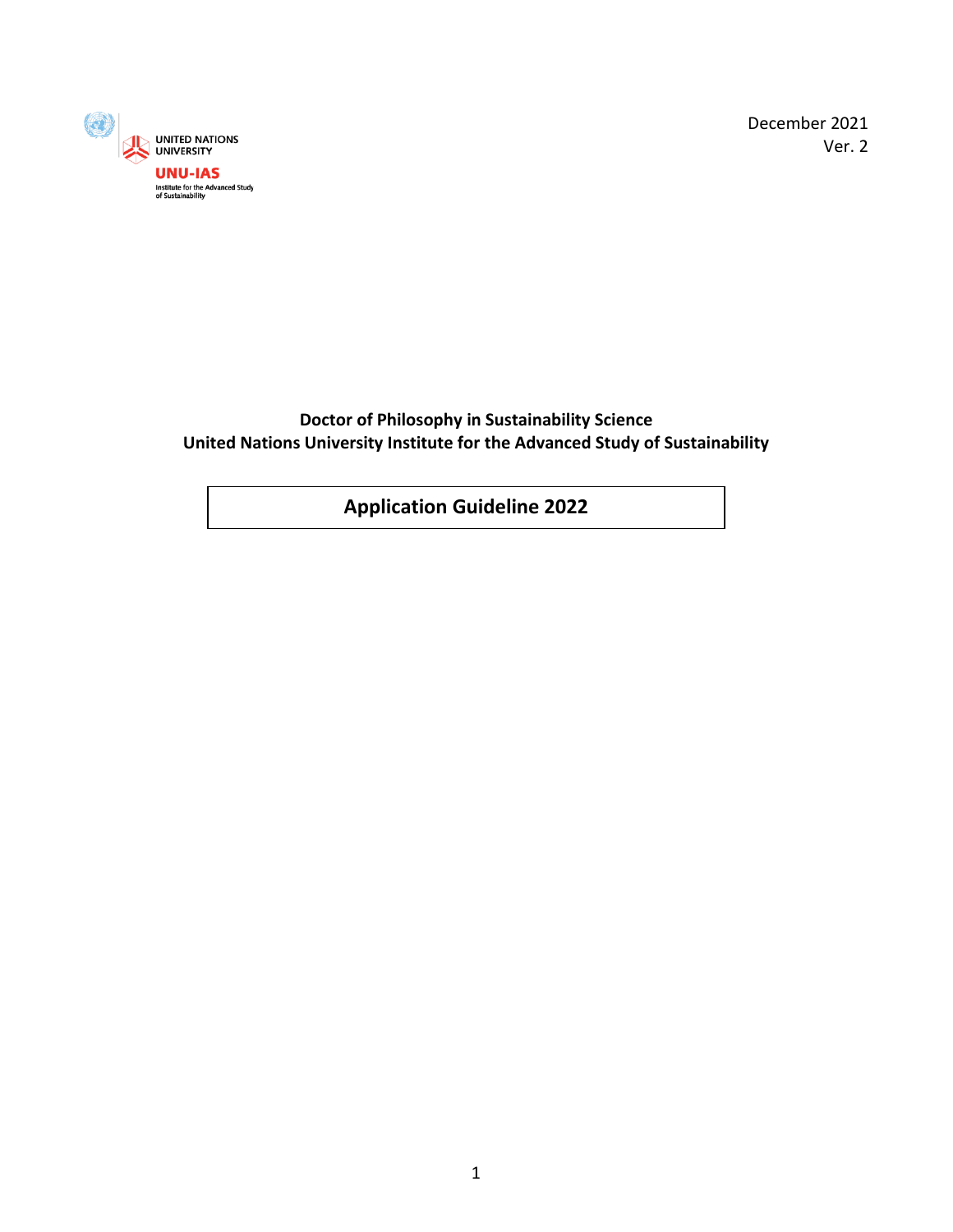UNITED NATIONS UNIVERSITY

UNU-IAS

Institute for the Advanced Study of Sustainability

December 2021

Ver. 2

**Doctor of Philosophy in Sustainability Science**

**United Nations University Institute for the Advanced Study of Sustainability**

# Application Guideline 2022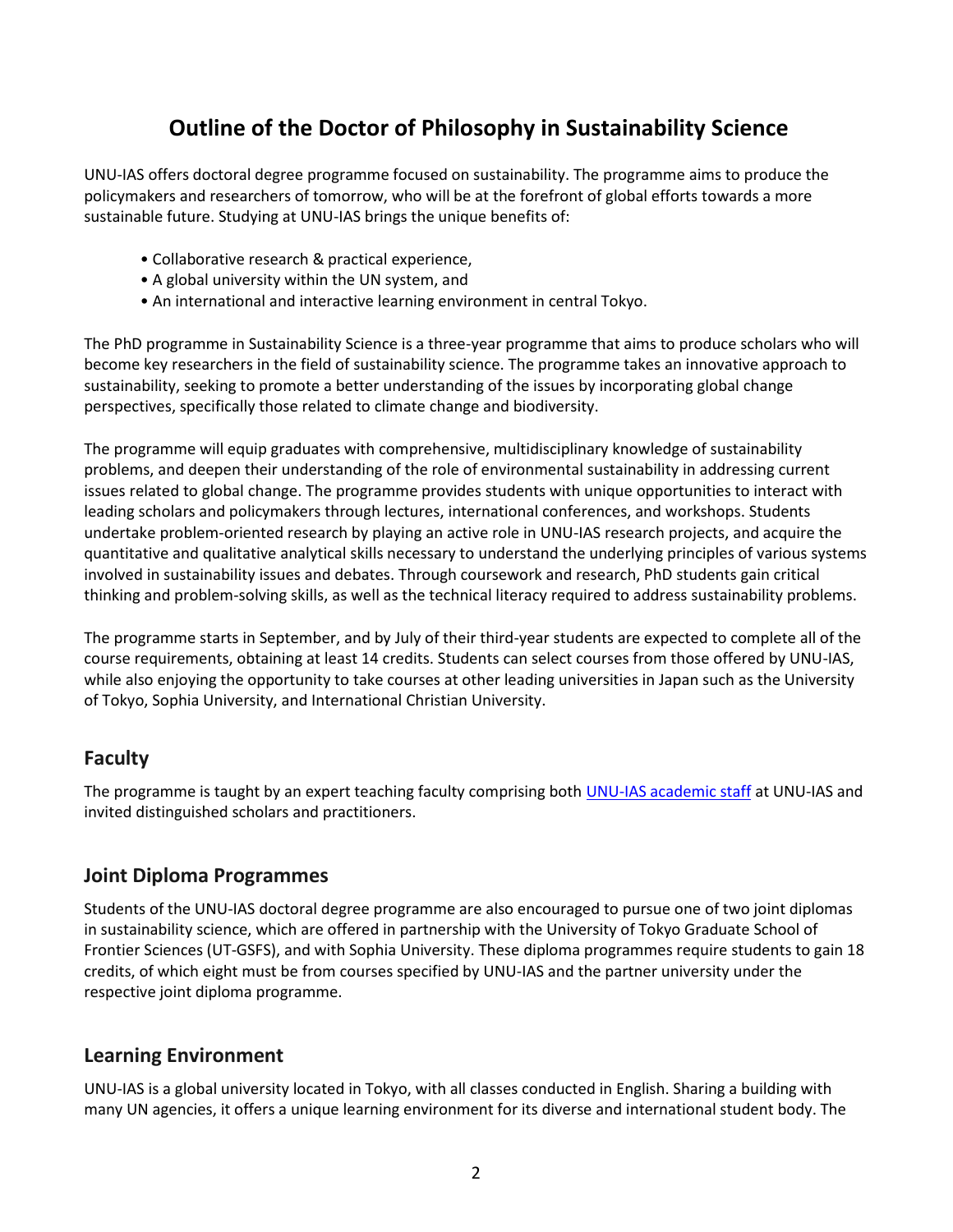# Outline of the Doctor of Philosophy in Sustainability Science

UNU-IAS offers doctoral degree programme focused on sustainability. The programme aims to produce the policymakers and researchers of tomorrow, who will be at the forefront of global efforts towards a more sustainable future. Studying at UNU-IAS brings the unique benefits of:

- Collaborative research & practical experience,
- A global university within the UN system, and
- An international and interactive learning environment in central Tokyo.

The PhD programme in Sustainability Science is a three-year programme that aims to produce scholars who will become key researchers in the field of sustainability science. The programme takes an innovative approach to sustainability, seeking to promote a better understanding of the issues by incorporating global change perspectives, specifically those related to climate change and biodiversity.

The programme will equip graduates with comprehensive, multidisciplinary knowledge of sustainability problems, and deepen their understanding of the role of environmental sustainability in addressing current issues related to global change. The programme provides students with unique opportunities to interact with leading scholars and policymakers through lectures, international conferences, and workshops. Students undertake problem-oriented research by playing an active role in UNU-IAS research projects, and acquire the quantitative and qualitative analytical skills necessary to understand the underlying principles of various systems involved in sustainability issues and debates. Through coursework and research, PhD students gain critical thinking and problem-solving skills, as well as the technical literacy required to address sustainability problems.

The programme starts in September, and by July of their third-year students are expected to complete all of the course requirements, obtaining at least 14 credits. Students can select courses from those offered by UNU-IAS, while also enjoying the opportunity to take courses at other leading universities in Japan such as the University of Tokyo, Sophia University, and International Christian University.

## Faculty

The programme is taught by an expert teaching faculty comprising both UNU-IAS academic staff at UNU-IAS and invited distinguished scholars and practitioners.

## Joint Diploma Programmes

Students of the UNU-IAS doctoral degree programme are also encouraged to pursue one of two joint diplomas in sustainability science, which are offered in partnership with the University of Tokyo Graduate School of Frontier Sciences (UT-GSFS), and with Sophia University. These diploma programmes require students to gain 18 credits, of which eight must be from courses specified by UNU-IAS and the partner university under the respective joint diploma programme.

## Learning Environment

UNU-IAS is a global university located in Tokyo, with all classes conducted in English. Sharing a building with many UN agencies, it offers a unique learning environment for its diverse and international student body. The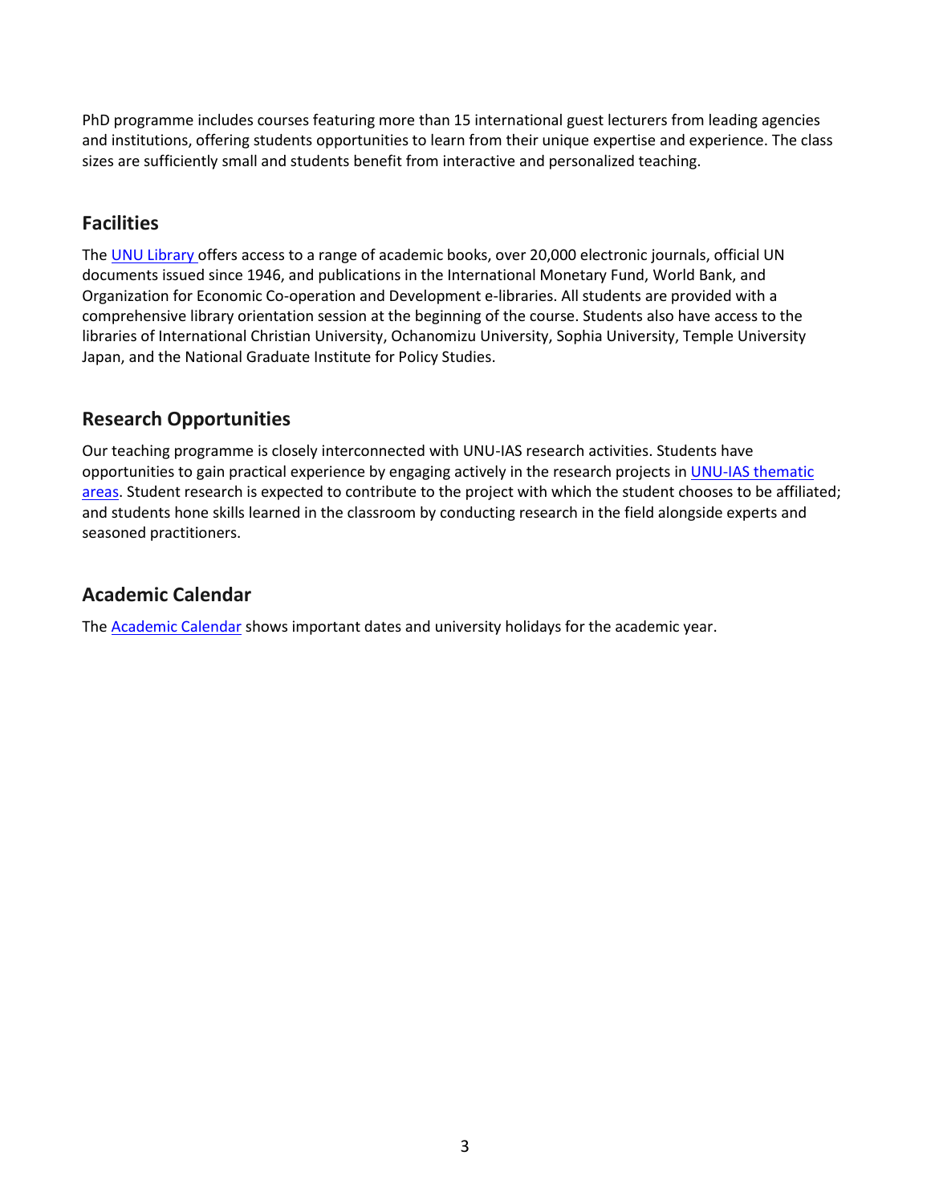PhD programme includes courses featuring more than 15 international guest lecturers from leading agencies and institutions, offering students opportunities to learn from their unique expertise and experience. The class sizes are sufficiently small and students benefit from interactive and personalized teaching.

## Facilities

The UNU Library offers access to a range of academic books, over 20,000 electronic journals, official UN documents issued since 1946, and publications in the International Monetary Fund, World Bank, and Organization for Economic Co-operation and Development e-libraries. All students are provided with a comprehensive library orientation session at the beginning of the course. Students also have access to the libraries of International Christian University, Ochanomizu University, Sophia University, Temple University Japan, and the National Graduate Institute for Policy Studies.

## Research Opportunities

Our teaching programme is closely interconnected with UNU-IAS research activities. Students have opportunities to gain practical experience by engaging actively in the research projects in UNU-IAS thematic areas. Student research is expected to contribute to the project with which the student chooses to be affiliated; and students hone skills learned in the classroom by conducting research in the field alongside experts and seasoned practitioners.

## Academic Calendar

The Academic Calendar shows important dates and university holidays for the academic year.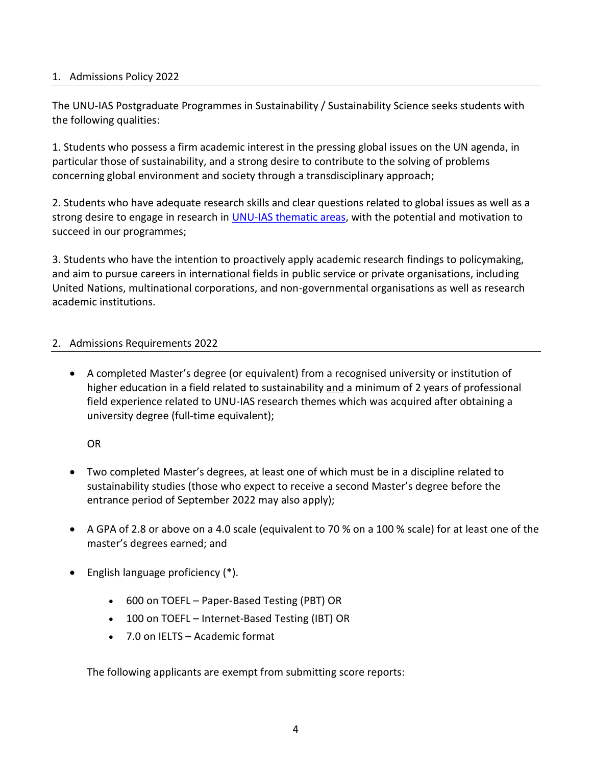## 1. Admissions Policy 2022

The UNU-IAS Postgraduate Programmes in Sustainability / Sustainability Science seeks students with the following qualities:

1. Students who possess a firm academic interest in the pressing global issues on the UN agenda, in particular those of sustainability, and a strong desire to contribute to the solving of problems concerning global environment and society through a transdisciplinary approach;

2. Students who have adequate research skills and clear questions related to global issues as well as a strong desire to engage in research in UNU-IAS thematic areas, with the potential and motivation to succeed in our programmes;

3. Students who have the intention to proactively apply academic research findings to policymaking, and aim to pursue careers in international fields in public service or private organisations, including United Nations, multinational corporations, and non-governmental organisations as well as research academic institutions.

## 2. Admissions Requirements 2022

- A completed Master's degree (or equivalent) from a recognised university or institution of higher education in a field related to sustainability and a minimum of 2 years of professional field experience related to UNU-IAS research themes which was acquired after obtaining a university degree (full-time equivalent);

  OR

- Two completed Master's degrees, at least one of which must be in a discipline related to sustainability studies (those who expect to receive a second Master's degree before the entrance period of September 2022 may also apply);
- A GPA of 2.8 or above on a 4.0 scale (equivalent to 70 % on a 100 % scale) for at least one of the master's degrees earned; and
- English language proficiency (*).
  - 600 on TOEFL – Paper-Based Testing (PBT) OR
  - 100 on TOEFL – Internet-Based Testing (IBT) OR
  - 7.0 on IELTS – Academic format

  The following applicants are exempt from submitting score reports: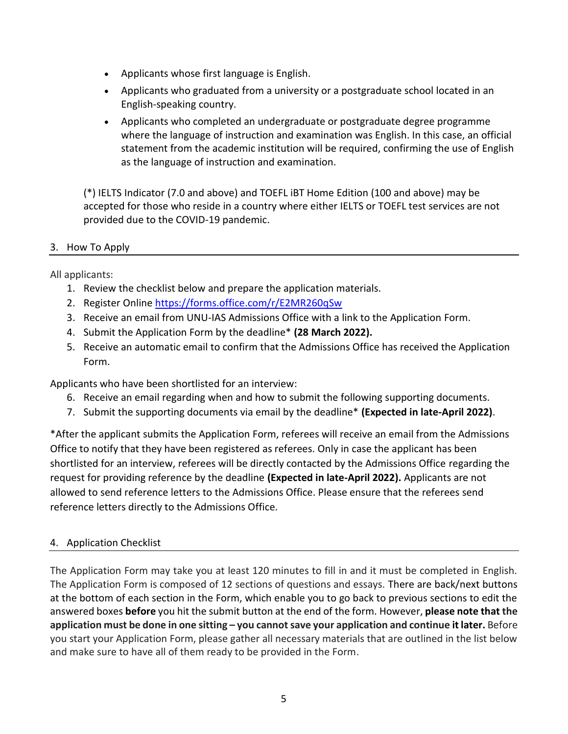- Applicants whose first language is English.
- Applicants who graduated from a university or a postgraduate school located in an English-speaking country.
- Applicants who completed an undergraduate or postgraduate degree programme where the language of instruction and examination was English. In this case, an official statement from the academic institution will be required, confirming the use of English as the language of instruction and examination.

(*) IELTS Indicator (7.0 and above) and TOEFL iBT Home Edition (100 and above) may be accepted for those who reside in a country where either IELTS or TOEFL test services are not provided due to the COVID-19 pandemic.

## 3. How To Apply

All applicants:

1. Review the checklist below and prepare the application materials.
2. Register Online https://forms.office.com/r/E2MR260qSw
3. Receive an email from UNU-IAS Admissions Office with a link to the Application Form.
4. Submit the Application Form by the deadline* **(28 March 2022).**
5. Receive an automatic email to confirm that the Admissions Office has received the Application Form.

Applicants who have been shortlisted for an interview:

6. Receive an email regarding when and how to submit the following supporting documents.
7. Submit the supporting documents via email by the deadline* **(Expected in late-April 2022)**.

*After the applicant submits the Application Form, referees will receive an email from the Admissions Office to notify that they have been registered as referees. Only in case the applicant has been shortlisted for an interview, referees will be directly contacted by the Admissions Office regarding the request for providing reference by the deadline **(Expected in late-April 2022).** Applicants are not allowed to send reference letters to the Admissions Office. Please ensure that the referees send reference letters directly to the Admissions Office.

## 4. Application Checklist

The Application Form may take you at least 120 minutes to fill in and it must be completed in English. The Application Form is composed of 12 sections of questions and essays. There are back/next buttons at the bottom of each section in the Form, which enable you to go back to previous sections to edit the answered boxes **before** you hit the submit button at the end of the form. However, **please note that the application must be done in one sitting – you cannot save your application and continue it later.** Before you start your Application Form, please gather all necessary materials that are outlined in the list below and make sure to have all of them ready to be provided in the Form.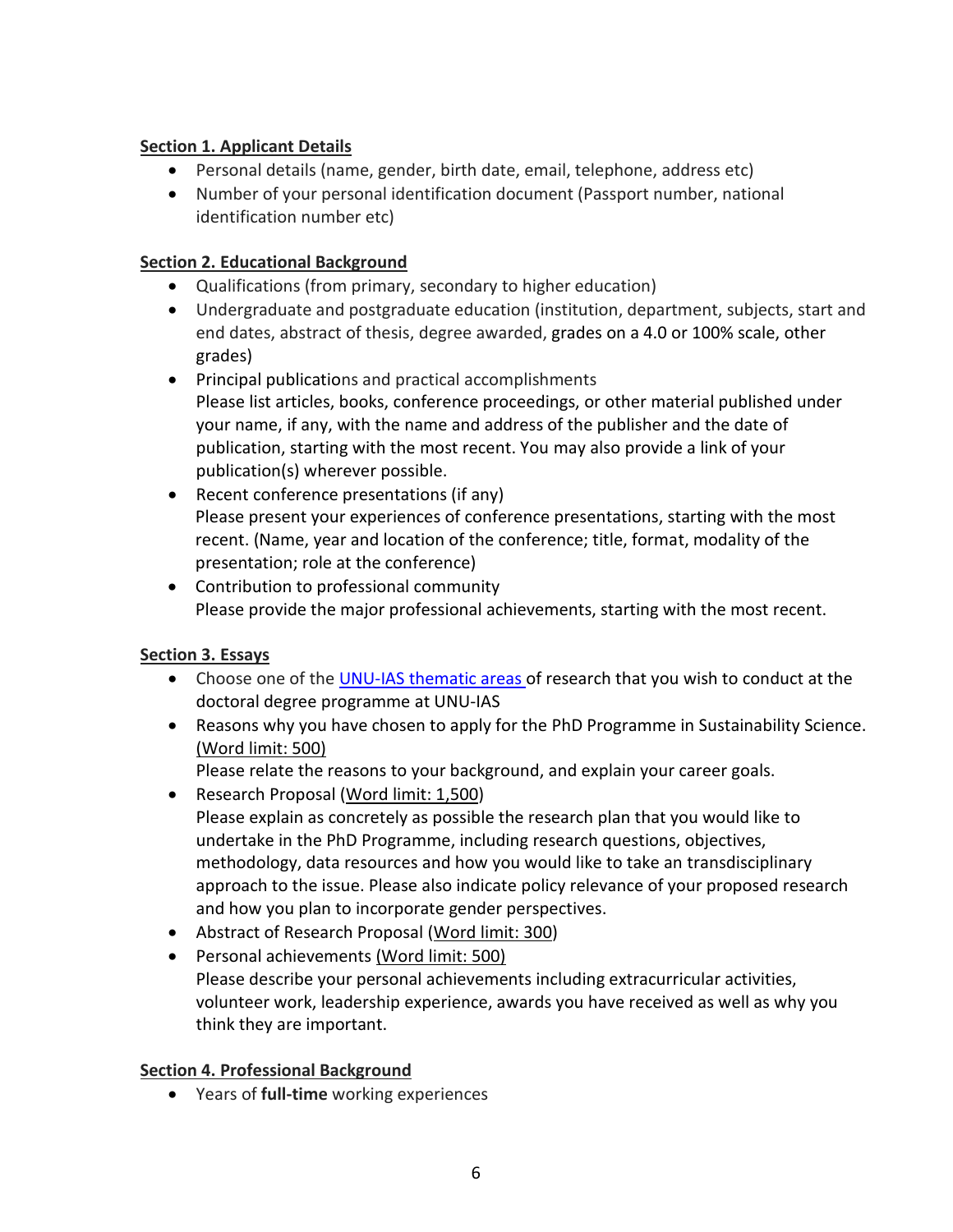## Section 1. Applicant Details

- Personal details (name, gender, birth date, email, telephone, address etc)
- Number of your personal identification document (Passport number, national identification number etc)

## Section 2. Educational Background

- Qualifications (from primary, secondary to higher education)
- Undergraduate and postgraduate education (institution, department, subjects, start and end dates, abstract of thesis, degree awarded, grades on a 4.0 or 100% scale, other grades)
- Principal publications and practical accomplishments
  Please list articles, books, conference proceedings, or other material published under your name, if any, with the name and address of the publisher and the date of publication, starting with the most recent. You may also provide a link of your publication(s) wherever possible.
- Recent conference presentations (if any)
  Please present your experiences of conference presentations, starting with the most recent. (Name, year and location of the conference; title, format, modality of the presentation; role at the conference)
- Contribution to professional community
  Please provide the major professional achievements, starting with the most recent.

## Section 3. Essays

- Choose one of the UNU-IAS thematic areas of research that you wish to conduct at the doctoral degree programme at UNU-IAS
- Reasons why you have chosen to apply for the PhD Programme in Sustainability Science. (Word limit: 500)
  Please relate the reasons to your background, and explain your career goals.
- Research Proposal (Word limit: 1,500)
  Please explain as concretely as possible the research plan that you would like to undertake in the PhD Programme, including research questions, objectives, methodology, data resources and how you would like to take an transdisciplinary approach to the issue. Please also indicate policy relevance of your proposed research and how you plan to incorporate gender perspectives.
- Abstract of Research Proposal (Word limit: 300)
- Personal achievements (Word limit: 500)
  Please describe your personal achievements including extracurricular activities, volunteer work, leadership experience, awards you have received as well as why you think they are important.

## Section 4. Professional Background

- Years of **full-time** working experiences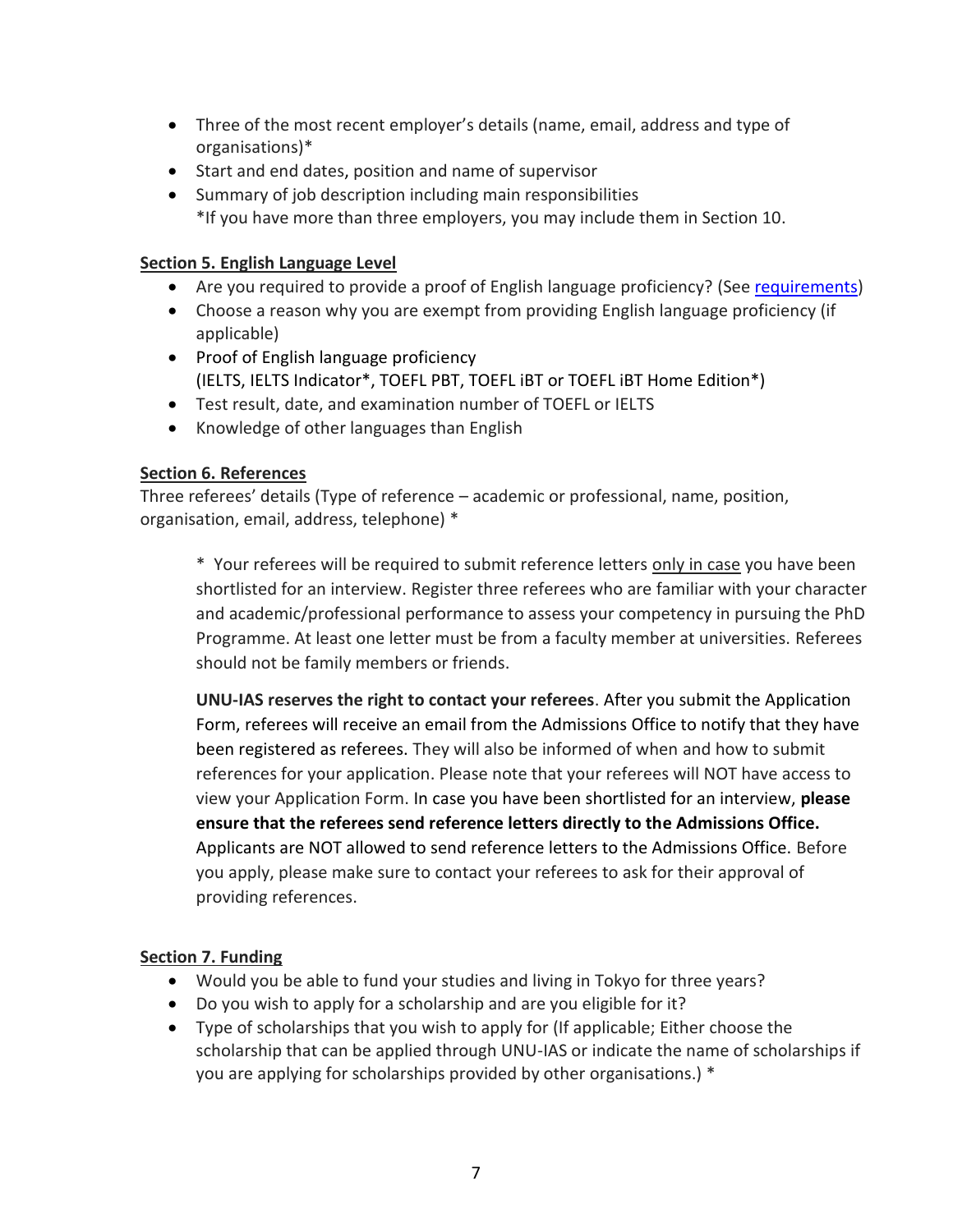- Three of the most recent employer's details (name, email, address and type of organisations)*
- Start and end dates, position and name of supervisor
- Summary of job description including main responsibilities
  *If you have more than three employers, you may include them in Section 10.

**Section 5. English Language Level**

- Are you required to provide a proof of English language proficiency? (See requirements)
- Choose a reason why you are exempt from providing English language proficiency (if applicable)
- Proof of English language proficiency
  (IELTS, IELTS Indicator*, TOEFL PBT, TOEFL iBT or TOEFL iBT Home Edition*)
- Test result, date, and examination number of TOEFL or IELTS
- Knowledge of other languages than English

**Section 6. References**

Three referees' details (Type of reference – academic or professional, name, position, organisation, email, address, telephone) *

> * Your referees will be required to submit reference letters only in case you have been shortlisted for an interview. Register three referees who are familiar with your character and academic/professional performance to assess your competency in pursuing the PhD Programme. At least one letter must be from a faculty member at universities. Referees should not be family members or friends.
>
> **UNU-IAS reserves the right to contact your referees**. After you submit the Application Form, referees will receive an email from the Admissions Office to notify that they have been registered as referees. They will also be informed of when and how to submit references for your application. Please note that your referees will NOT have access to view your Application Form. In case you have been shortlisted for an interview, **please ensure that the referees send reference letters directly to the Admissions Office.** Applicants are NOT allowed to send reference letters to the Admissions Office. Before you apply, please make sure to contact your referees to ask for their approval of providing references.

**Section 7. Funding**

- Would you be able to fund your studies and living in Tokyo for three years?
- Do you wish to apply for a scholarship and are you eligible for it?
- Type of scholarships that you wish to apply for (If applicable; Either choose the scholarship that can be applied through UNU-IAS or indicate the name of scholarships if you are applying for scholarships provided by other organisations.) *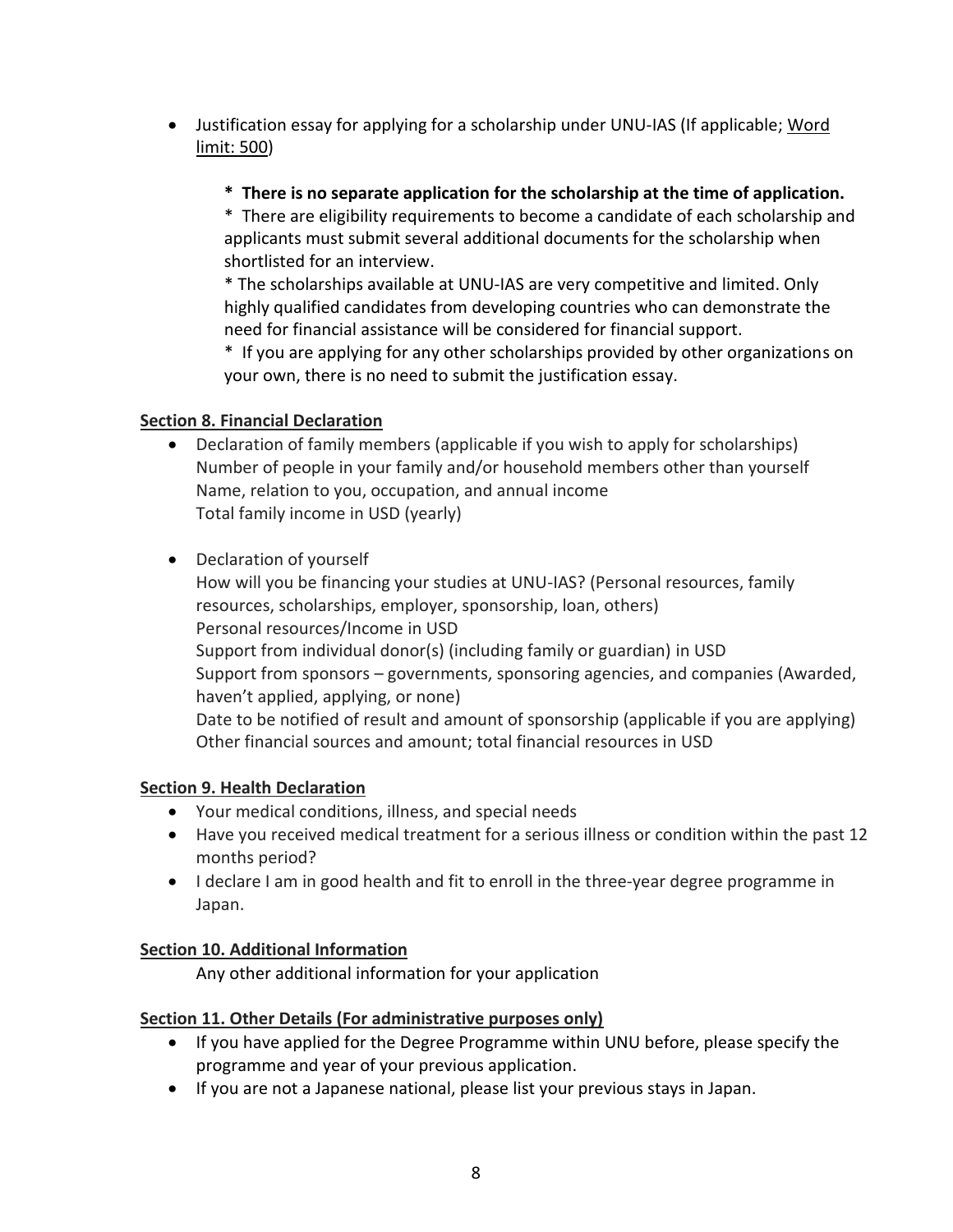- Justification essay for applying for a scholarship under UNU-IAS (If applicable; Word limit: 500)

  **\* There is no separate application for the scholarship at the time of application.**

  \* There are eligibility requirements to become a candidate of each scholarship and applicants must submit several additional documents for the scholarship when shortlisted for an interview.

  \* The scholarships available at UNU-IAS are very competitive and limited. Only highly qualified candidates from developing countries who can demonstrate the need for financial assistance will be considered for financial support.

  \* If you are applying for any other scholarships provided by other organizations on your own, there is no need to submit the justification essay.

**Section 8. Financial Declaration**

- Declaration of family members (applicable if you wish to apply for scholarships)
  Number of people in your family and/or household members other than yourself
  Name, relation to you, occupation, and annual income
  Total family income in USD (yearly)

- Declaration of yourself
  How will you be financing your studies at UNU-IAS? (Personal resources, family resources, scholarships, employer, sponsorship, loan, others)
  Personal resources/Income in USD
  Support from individual donor(s) (including family or guardian) in USD
  Support from sponsors – governments, sponsoring agencies, and companies (Awarded, haven't applied, applying, or none)
  Date to be notified of result and amount of sponsorship (applicable if you are applying)
  Other financial sources and amount; total financial resources in USD

**Section 9. Health Declaration**

- Your medical conditions, illness, and special needs
- Have you received medical treatment for a serious illness or condition within the past 12 months period?
- I declare I am in good health and fit to enroll in the three-year degree programme in Japan.

**Section 10. Additional Information**

Any other additional information for your application

**Section 11. Other Details (For administrative purposes only)**

- If you have applied for the Degree Programme within UNU before, please specify the programme and year of your previous application.
- If you are not a Japanese national, please list your previous stays in Japan.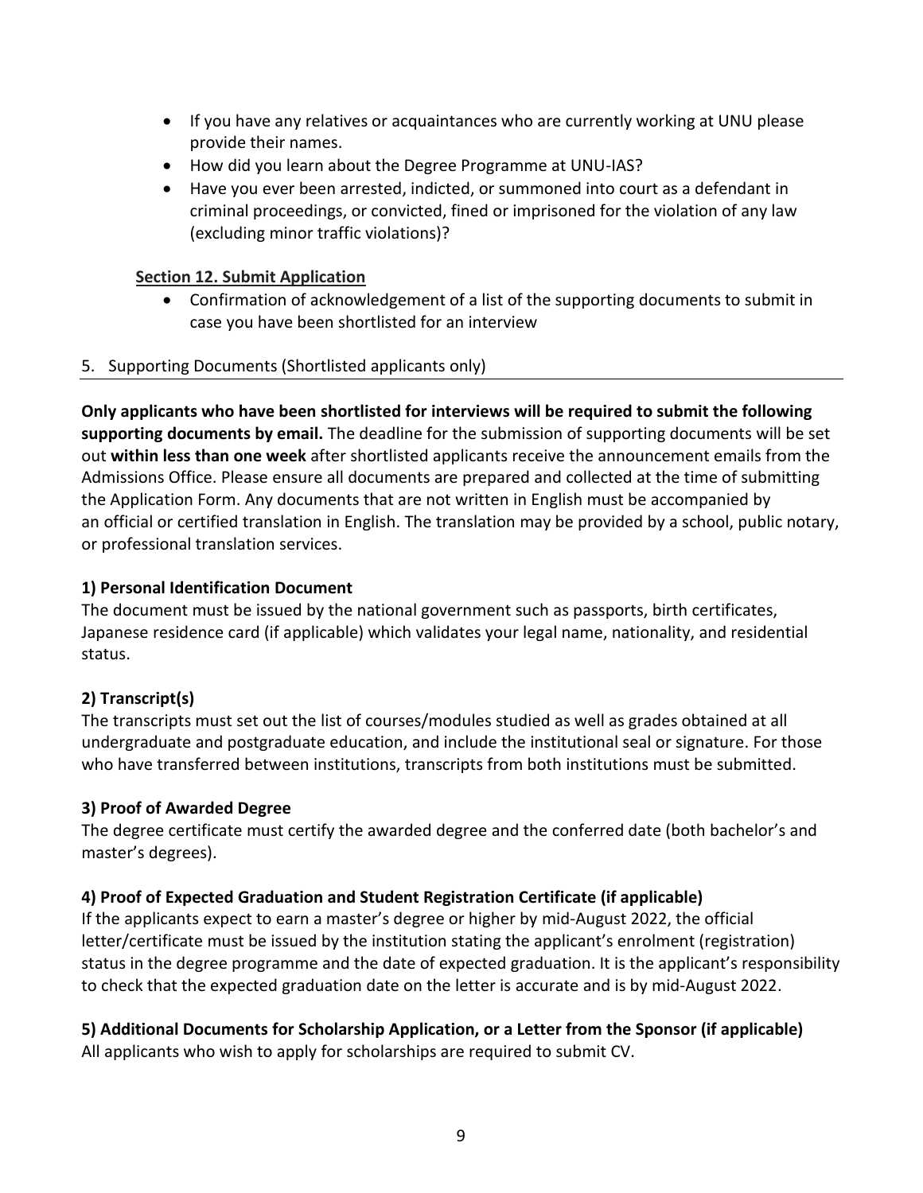- If you have any relatives or acquaintances who are currently working at UNU please provide their names.
- How did you learn about the Degree Programme at UNU-IAS?
- Have you ever been arrested, indicted, or summoned into court as a defendant in criminal proceedings, or convicted, fined or imprisoned for the violation of any law (excluding minor traffic violations)?

**Section 12. Submit Application**

- Confirmation of acknowledgement of a list of the supporting documents to submit in case you have been shortlisted for an interview

## 5. Supporting Documents (Shortlisted applicants only)

**Only applicants who have been shortlisted for interviews will be required to submit the following supporting documents by email.** The deadline for the submission of supporting documents will be set out **within less than one week** after shortlisted applicants receive the announcement emails from the Admissions Office. Please ensure all documents are prepared and collected at the time of submitting the Application Form. Any documents that are not written in English must be accompanied by an official or certified translation in English. The translation may be provided by a school, public notary, or professional translation services.

### 1) Personal Identification Document

The document must be issued by the national government such as passports, birth certificates, Japanese residence card (if applicable) which validates your legal name, nationality, and residential status.

### 2) Transcript(s)

The transcripts must set out the list of courses/modules studied as well as grades obtained at all undergraduate and postgraduate education, and include the institutional seal or signature. For those who have transferred between institutions, transcripts from both institutions must be submitted.

### 3) Proof of Awarded Degree

The degree certificate must certify the awarded degree and the conferred date (both bachelor's and master's degrees).

### 4) Proof of Expected Graduation and Student Registration Certificate (if applicable)

If the applicants expect to earn a master's degree or higher by mid-August 2022, the official letter/certificate must be issued by the institution stating the applicant's enrolment (registration) status in the degree programme and the date of expected graduation. It is the applicant's responsibility to check that the expected graduation date on the letter is accurate and is by mid-August 2022.

### 5) Additional Documents for Scholarship Application, or a Letter from the Sponsor (if applicable)

All applicants who wish to apply for scholarships are required to submit CV.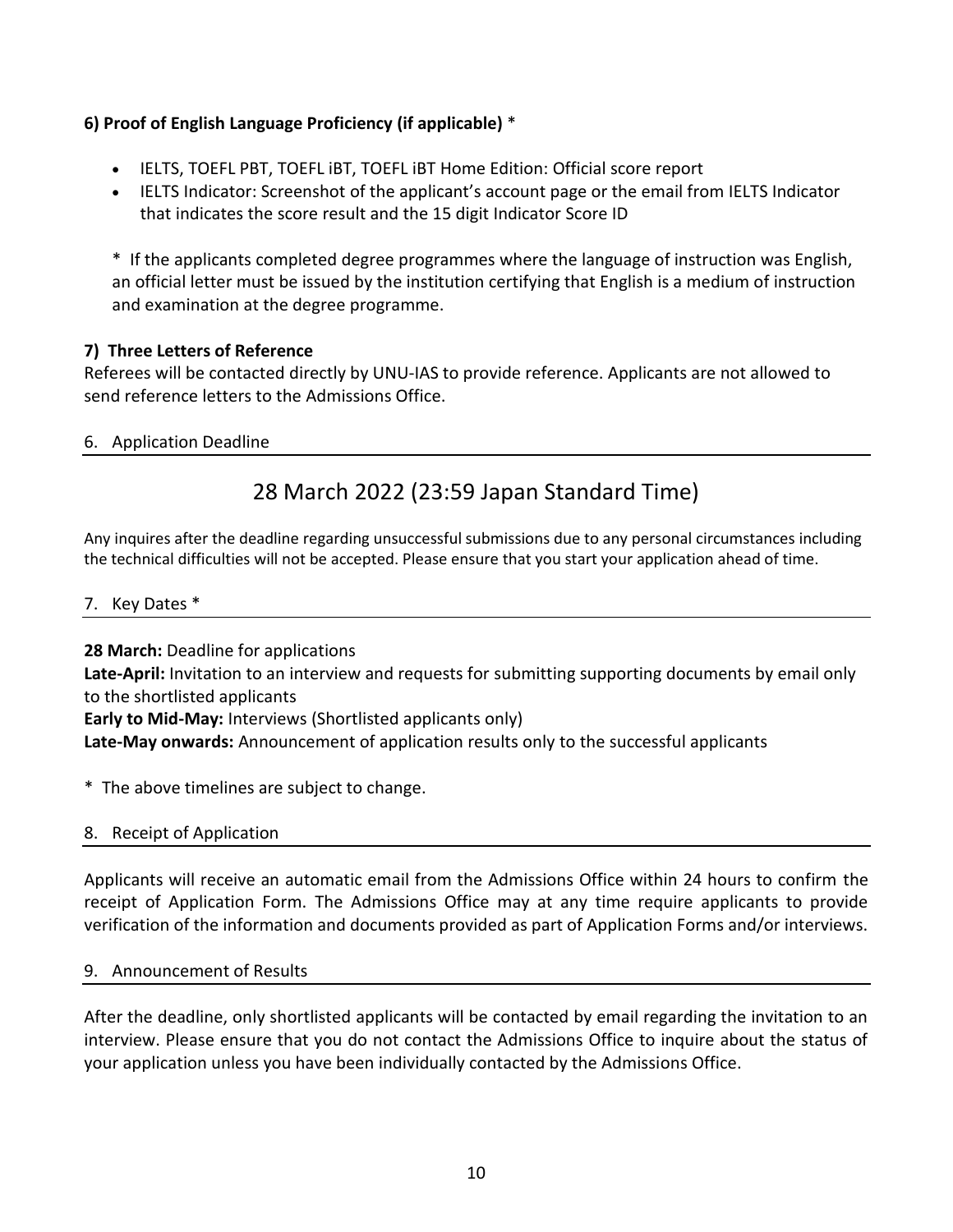**6) Proof of English Language Proficiency (if applicable)** *

- IELTS, TOEFL PBT, TOEFL iBT, TOEFL iBT Home Edition: Official score report
- IELTS Indicator: Screenshot of the applicant's account page or the email from IELTS Indicator that indicates the score result and the 15 digit Indicator Score ID

\* If the applicants completed degree programmes where the language of instruction was English, an official letter must be issued by the institution certifying that English is a medium of instruction and examination at the degree programme.

**7) Three Letters of Reference**

Referees will be contacted directly by UNU-IAS to provide reference. Applicants are not allowed to send reference letters to the Admissions Office.

## 6. Application Deadline

### 28 March 2022 (23:59 Japan Standard Time)

Any inquires after the deadline regarding unsuccessful submissions due to any personal circumstances including the technical difficulties will not be accepted. Please ensure that you start your application ahead of time.

## 7. Key Dates *

**28 March:** Deadline for applications  
**Late-April:** Invitation to an interview and requests for submitting supporting documents by email only to the shortlisted applicants  
**Early to Mid-May:** Interviews (Shortlisted applicants only)  
**Late-May onwards:** Announcement of application results only to the successful applicants

\* The above timelines are subject to change.

## 8. Receipt of Application

Applicants will receive an automatic email from the Admissions Office within 24 hours to confirm the receipt of Application Form. The Admissions Office may at any time require applicants to provide verification of the information and documents provided as part of Application Forms and/or interviews.

## 9. Announcement of Results

After the deadline, only shortlisted applicants will be contacted by email regarding the invitation to an interview. Please ensure that you do not contact the Admissions Office to inquire about the status of your application unless you have been individually contacted by the Admissions Office.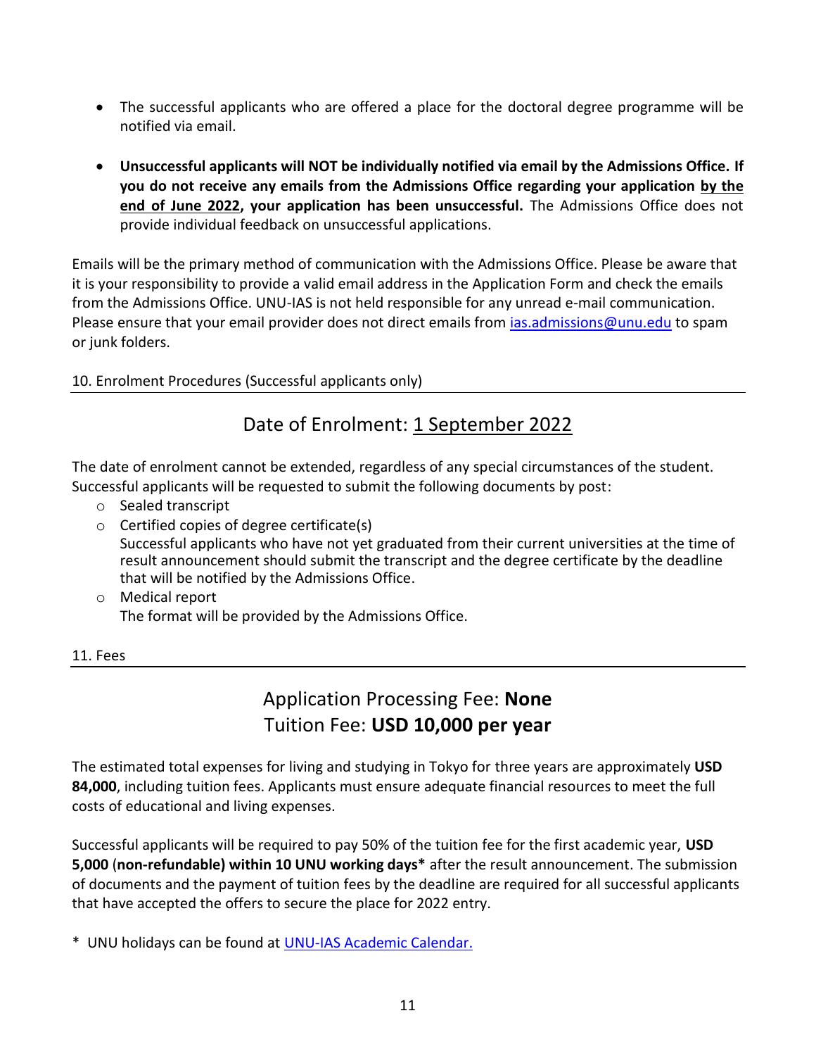- The successful applicants who are offered a place for the doctoral degree programme will be notified via email.
- **Unsuccessful applicants will NOT be individually notified via email by the Admissions Office. If you do not receive any emails from the Admissions Office regarding your application by the end of June 2022, your application has been unsuccessful.** The Admissions Office does not provide individual feedback on unsuccessful applications.

Emails will be the primary method of communication with the Admissions Office. Please be aware that it is your responsibility to provide a valid email address in the Application Form and check the emails from the Admissions Office. UNU-IAS is not held responsible for any unread e-mail communication. Please ensure that your email provider does not direct emails from [ias.admissions@unu.edu](mailto:ias.admissions@unu.edu) to spam or junk folders.

## 10. Enrolment Procedures (Successful applicants only)

### Date of Enrolment: 1 September 2022

The date of enrolment cannot be extended, regardless of any special circumstances of the student. Successful applicants will be requested to submit the following documents by post:

- Sealed transcript
- Certified copies of degree certificate(s)
  Successful applicants who have not yet graduated from their current universities at the time of result announcement should submit the transcript and the degree certificate by the deadline that will be notified by the Admissions Office.
- Medical report
  The format will be provided by the Admissions Office.

## 11. Fees

### Application Processing Fee: **None**
### Tuition Fee: **USD 10,000 per year**

The estimated total expenses for living and studying in Tokyo for three years are approximately **USD 84,000**, including tuition fees. Applicants must ensure adequate financial resources to meet the full costs of educational and living expenses.

Successful applicants will be required to pay 50% of the tuition fee for the first academic year, **USD 5,000** (**non-refundable) within 10 UNU working days\*** after the result announcement. The submission of documents and the payment of tuition fees by the deadline are required for all successful applicants that have accepted the offers to secure the place for 2022 entry.

\* UNU holidays can be found at UNU-IAS Academic Calendar.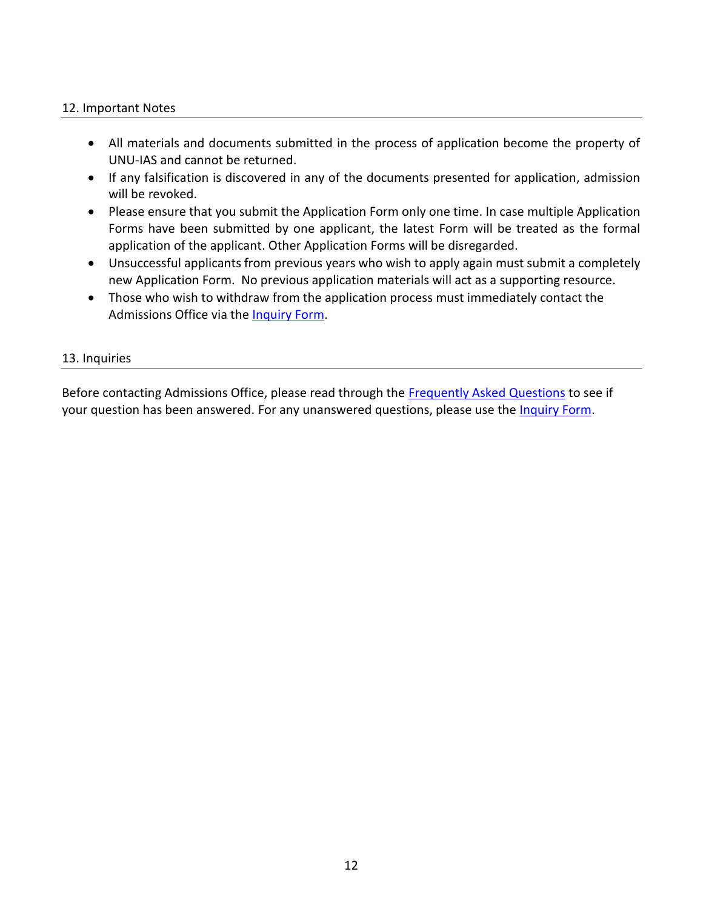## 12. Important Notes

- All materials and documents submitted in the process of application become the property of UNU-IAS and cannot be returned.
- If any falsification is discovered in any of the documents presented for application, admission will be revoked.
- Please ensure that you submit the Application Form only one time. In case multiple Application Forms have been submitted by one applicant, the latest Form will be treated as the formal application of the applicant. Other Application Forms will be disregarded.
- Unsuccessful applicants from previous years who wish to apply again must submit a completely new Application Form. No previous application materials will act as a supporting resource.
- Those who wish to withdraw from the application process must immediately contact the Admissions Office via the Inquiry Form.

## 13. Inquiries

Before contacting Admissions Office, please read through the Frequently Asked Questions to see if your question has been answered. For any unanswered questions, please use the Inquiry Form.